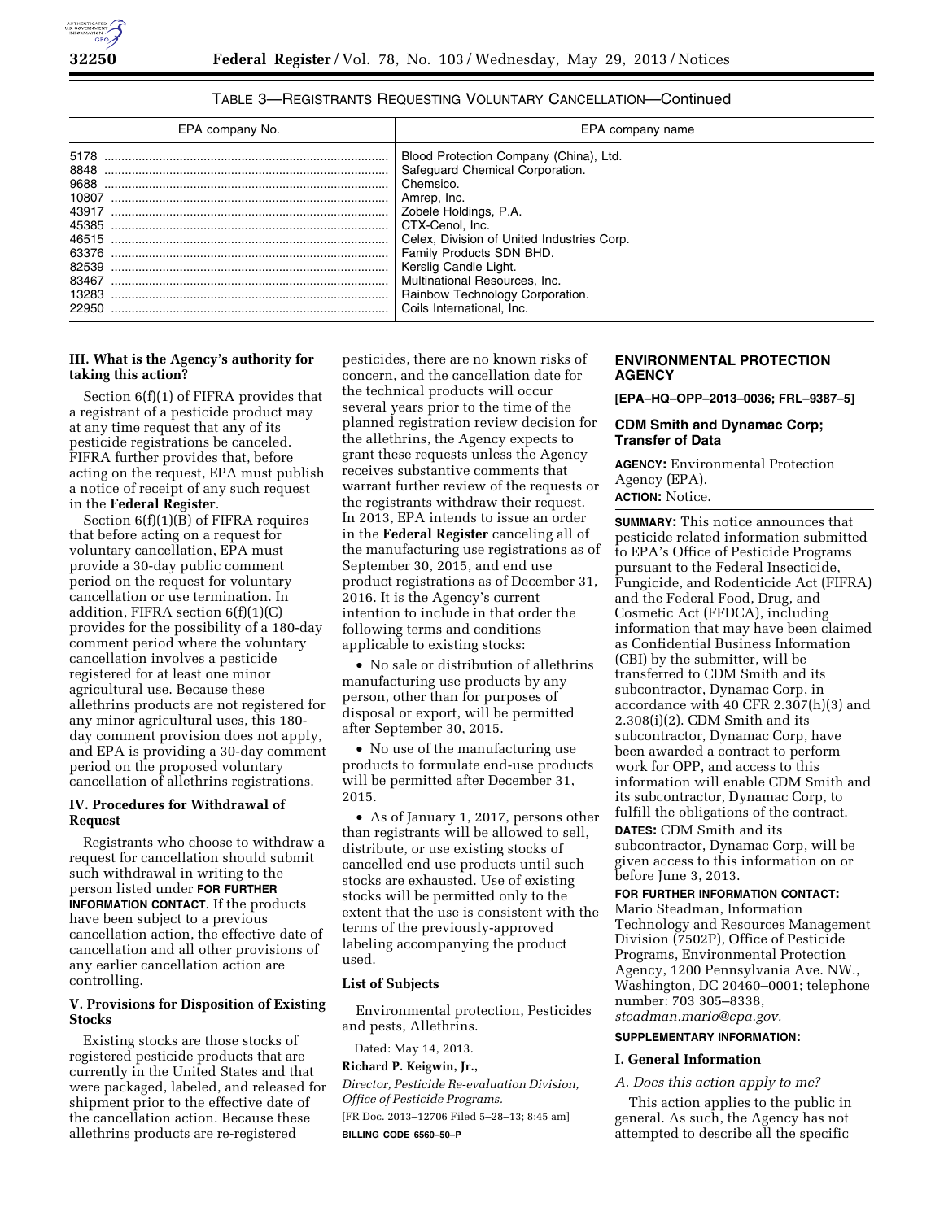TABLE 3—REGISTRANTS REQUESTING VOLUNTARY CANCELLATION—Continued

| EPA company No. | EPA company name |
| --- | --- |
| 5178 | Blood Protection Company (China), Ltd. |
| 8848 | Safeguard Chemical Corporation. |
| 9688 | Chemsico. |
| 10807 | Amrep, Inc. |
| 43917 | Zobele Holdings, P.A. |
| 45385 | CTX-Cenol, Inc. |
| 46515 | Celex, Division of United Industries Corp. |
| 63376 | Family Products SDN BHD. |
| 82539 | Kerslig Candle Light. |
| 83467 | Multinational Resources, Inc. |
| 13283 | Rainbow Technology Corporation. |
| 22950 | Coils International, Inc. |

### III. What is the Agency's authority for taking this action?

Section 6(f)(1) of FIFRA provides that a registrant of a pesticide product may at any time request that any of its pesticide registrations be canceled. FIFRA further provides that, before acting on the request, EPA must publish a notice of receipt of any such request in the **Federal Register**.

Section 6(f)(1)(B) of FIFRA requires that before acting on a request for voluntary cancellation, EPA must provide a 30-day public comment period on the request for voluntary cancellation or use termination. In addition, FIFRA section 6(f)(1)(C) provides for the possibility of a 180-day comment period where the voluntary cancellation involves a pesticide registered for at least one minor agricultural use. Because these allethrins products are not registered for any minor agricultural uses, this 180-day comment provision does not apply, and EPA is providing a 30-day comment period on the proposed voluntary cancellation of allethrins registrations.

### IV. Procedures for Withdrawal of Request

Registrants who choose to withdraw a request for cancellation should submit such withdrawal in writing to the person listed under **FOR FURTHER INFORMATION CONTACT**. If the products have been subject to a previous cancellation action, the effective date of cancellation and all other provisions of any earlier cancellation action are controlling.

### V. Provisions for Disposition of Existing Stocks

Existing stocks are those stocks of registered pesticide products that are currently in the United States and that were packaged, labeled, and released for shipment prior to the effective date of the cancellation action. Because these allethrins products are re-registered pesticides, there are no known risks of concern, and the cancellation date for the technical products will occur several years prior to the time of the planned registration review decision for the allethrins, the Agency expects to grant these requests unless the Agency receives substantive comments that warrant further review of the requests or the registrants withdraw their request. In 2013, EPA intends to issue an order in the **Federal Register** canceling all of the manufacturing use registrations as of September 30, 2015, and end use product registrations as of December 31, 2016. It is the Agency's current intention to include in that order the following terms and conditions applicable to existing stocks:

- No sale or distribution of allethrins manufacturing use products by any person, other than for purposes of disposal or export, will be permitted after September 30, 2015.
- No use of the manufacturing use products to formulate end-use products will be permitted after December 31, 2015.
- As of January 1, 2017, persons other than registrants will be allowed to sell, distribute, or use existing stocks of cancelled end use products until such stocks are exhausted. Use of existing stocks will be permitted only to the extent that the use is consistent with the terms of the previously-approved labeling accompanying the product used.

### List of Subjects

Environmental protection, Pesticides and pests, Allethrins.

Dated: May 14, 2013.

**Richard P. Keigwin, Jr.,**

*Director, Pesticide Re-evaluation Division, Office of Pesticide Programs.*

[FR Doc. 2013–12706 Filed 5–28–13; 8:45 am]

**BILLING CODE 6560–50–P**

## ENVIRONMENTAL PROTECTION AGENCY

**[EPA–HQ–OPP–2013–0036; FRL–9387–5]**

## CDM Smith and Dynamac Corp; Transfer of Data

**AGENCY:** Environmental Protection Agency (EPA).

**ACTION:** Notice.

**SUMMARY:** This notice announces that pesticide related information submitted to EPA's Office of Pesticide Programs pursuant to the Federal Insecticide, Fungicide, and Rodenticide Act (FIFRA) and the Federal Food, Drug, and Cosmetic Act (FFDCA), including information that may have been claimed as Confidential Business Information (CBI) by the submitter, will be transferred to CDM Smith and its subcontractor, Dynamac Corp, in accordance with 40 CFR 2.307(h)(3) and 2.308(i)(2). CDM Smith and its subcontractor, Dynamac Corp, have been awarded a contract to perform work for OPP, and access to this information will enable CDM Smith and its subcontractor, Dynamac Corp, to fulfill the obligations of the contract.

**DATES:** CDM Smith and its subcontractor, Dynamac Corp, will be given access to this information on or before June 3, 2013.

**FOR FURTHER INFORMATION CONTACT:** Mario Steadman, Information Technology and Resources Management Division (7502P), Office of Pesticide Programs, Environmental Protection Agency, 1200 Pennsylvania Ave. NW., Washington, DC 20460–0001; telephone number: 703 305–8338, *steadman.mario@epa.gov.*

**SUPPLEMENTARY INFORMATION:**

### I. General Information

*A. Does this action apply to me?*

This action applies to the public in general. As such, the Agency has not attempted to describe all the specific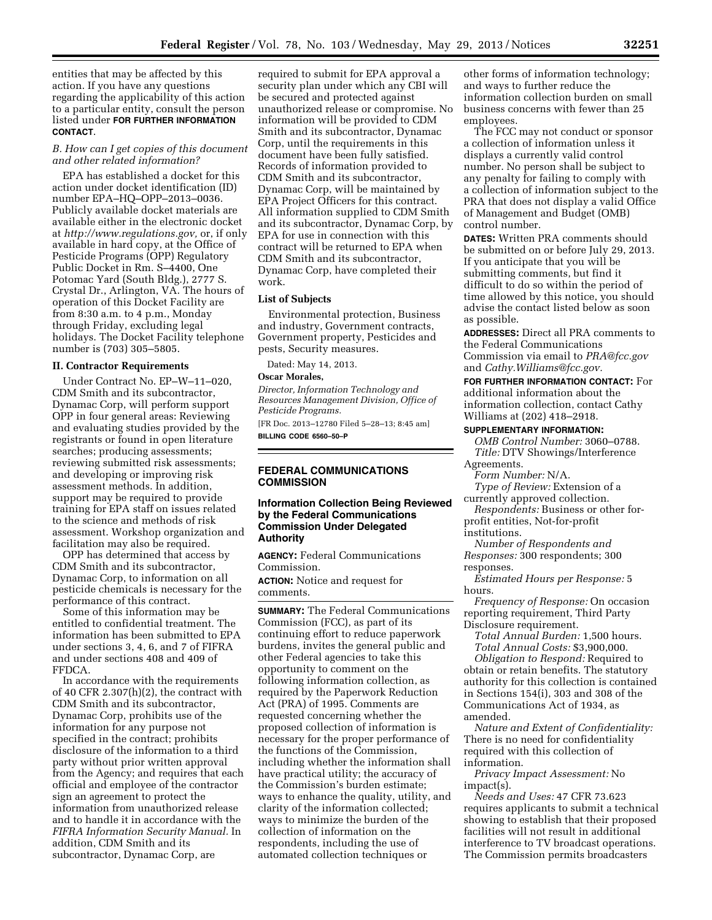entities that may be affected by this action. If you have any questions regarding the applicability of this action to a particular entity, consult the person listed under **FOR FURTHER INFORMATION CONTACT**.

### *B. How can I get copies of this document and other related information?*

EPA has established a docket for this action under docket identification (ID) number EPA–HQ–OPP–2013–0036. Publicly available docket materials are available either in the electronic docket at *http://www.regulations.gov,* or, if only available in hard copy, at the Office of Pesticide Programs (OPP) Regulatory Public Docket in Rm. S–4400, One Potomac Yard (South Bldg.), 2777 S. Crystal Dr., Arlington, VA. The hours of operation of this Docket Facility are from 8:30 a.m. to 4 p.m., Monday through Friday, excluding legal holidays. The Docket Facility telephone number is (703) 305–5805.

## II. Contractor Requirements

Under Contract No. EP–W–11–020, CDM Smith and its subcontractor, Dynamac Corp, will perform support OPP in four general areas: Reviewing and evaluating studies provided by the registrants or found in open literature searches; producing assessments; reviewing submitted risk assessments; and developing or improving risk assessment methods. In addition, support may be required to provide training for EPA staff on issues related to the science and methods of risk assessment. Workshop organization and facilitation may also be required.

OPP has determined that access by CDM Smith and its subcontractor, Dynamac Corp, to information on all pesticide chemicals is necessary for the performance of this contract.

Some of this information may be entitled to confidential treatment. The information has been submitted to EPA under sections 3, 4, 6, and 7 of FIFRA and under sections 408 and 409 of FFDCA.

In accordance with the requirements of 40 CFR 2.307(h)(2), the contract with CDM Smith and its subcontractor, Dynamac Corp, prohibits use of the information for any purpose not specified in the contract; prohibits disclosure of the information to a third party without prior written approval from the Agency; and requires that each official and employee of the contractor sign an agreement to protect the information from unauthorized release and to handle it in accordance with the *FIFRA Information Security Manual.* In addition, CDM Smith and its subcontractor, Dynamac Corp, are required to submit for EPA approval a security plan under which any CBI will be secured and protected against unauthorized release or compromise. No information will be provided to CDM Smith and its subcontractor, Dynamac Corp, until the requirements in this document have been fully satisfied. Records of information provided to CDM Smith and its subcontractor, Dynamac Corp, will be maintained by EPA Project Officers for this contract. All information supplied to CDM Smith and its subcontractor, Dynamac Corp, by EPA for use in connection with this contract will be returned to EPA when CDM Smith and its subcontractor, Dynamac Corp, have completed their work.

### List of Subjects

Environmental protection, Business and industry, Government contracts, Government property, Pesticides and pests, Security measures.

Dated: May 14, 2013.

**Oscar Morales,**

*Director, Information Technology and Resources Management Division, Office of Pesticide Programs.*

[FR Doc. 2013–12780 Filed 5–28–13; 8:45 am]

**BILLING CODE 6560–50–P**

---

## FEDERAL COMMUNICATIONS COMMISSION

### Information Collection Being Reviewed by the Federal Communications Commission Under Delegated Authority

**AGENCY:** Federal Communications Commission.

**ACTION:** Notice and request for comments.

**SUMMARY:** The Federal Communications Commission (FCC), as part of its continuing effort to reduce paperwork burdens, invites the general public and other Federal agencies to take this opportunity to comment on the following information collection, as required by the Paperwork Reduction Act (PRA) of 1995. Comments are requested concerning whether the proposed collection of information is necessary for the proper performance of the functions of the Commission, including whether the information shall have practical utility; the accuracy of the Commission's burden estimate; ways to enhance the quality, utility, and clarity of the information collected; ways to minimize the burden of the collection of information on the respondents, including the use of automated collection techniques or other forms of information technology; and ways to further reduce the information collection burden on small business concerns with fewer than 25 employees.

The FCC may not conduct or sponsor a collection of information unless it displays a currently valid control number. No person shall be subject to any penalty for failing to comply with a collection of information subject to the PRA that does not display a valid Office of Management and Budget (OMB) control number.

**DATES:** Written PRA comments should be submitted on or before July 29, 2013. If you anticipate that you will be submitting comments, but find it difficult to do so within the period of time allowed by this notice, you should advise the contact listed below as soon as possible.

**ADDRESSES:** Direct all PRA comments to the Federal Communications Commission via email to *PRA@fcc.gov* and *Cathy.Williams@fcc.gov.*

**FOR FURTHER INFORMATION CONTACT:** For additional information about the information collection, contact Cathy Williams at (202) 418–2918.

**SUPPLEMENTARY INFORMATION:**

*OMB Control Number:* 3060–0788.

*Title:* DTV Showings/Interference Agreements.

*Form Number:* N/A.

*Type of Review:* Extension of a currently approved collection.

*Respondents:* Business or other for-profit entities, Not-for-profit institutions.

*Number of Respondents and Responses:* 300 respondents; 300 responses.

*Estimated Hours per Response:* 5 hours.

*Frequency of Response:* On occasion reporting requirement, Third Party Disclosure requirement.

*Total Annual Burden:* 1,500 hours.

*Total Annual Costs:* $3,900,000.

*Obligation to Respond:* Required to obtain or retain benefits. The statutory authority for this collection is contained in Sections 154(i), 303 and 308 of the Communications Act of 1934, as amended.

*Nature and Extent of Confidentiality:* There is no need for confidentiality required with this collection of information.

*Privacy Impact Assessment:* No impact(s).

*Needs and Uses:* 47 CFR 73.623 requires applicants to submit a technical showing to establish that their proposed facilities will not result in additional interference to TV broadcast operations. The Commission permits broadcasters